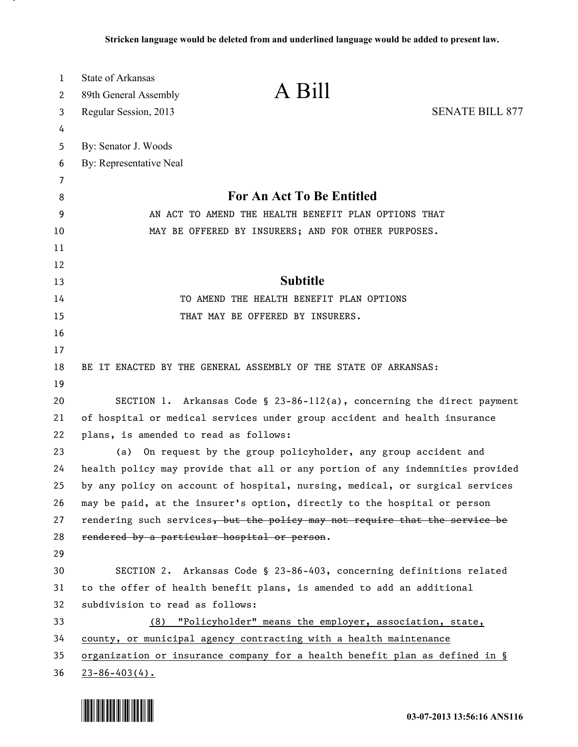Stricken language would be deleted from and underlined language would be added to present law.

State of Arkansas
89th General Assembly
Regular Session, 2013

# A Bill

SENATE BILL 877

By: Senator J. Woods
By: Representative Neal

## For An Act To Be Entitled

AN ACT TO AMEND THE HEALTH BENEFIT PLAN OPTIONS THAT MAY BE OFFERED BY INSURERS; AND FOR OTHER PURPOSES.

## Subtitle

TO AMEND THE HEALTH BENEFIT PLAN OPTIONS THAT MAY BE OFFERED BY INSURERS.

BE IT ENACTED BY THE GENERAL ASSEMBLY OF THE STATE OF ARKANSAS:

SECTION 1. Arkansas Code § 23-86-112(a), concerning the direct payment of hospital or medical services under group accident and health insurance plans, is amended to read as follows:

(a) On request by the group policyholder, any group accident and health policy may provide that all or any portion of any indemnities provided by any policy on account of hospital, nursing, medical, or surgical services may be paid, at the insurer's option, directly to the hospital or person rendering such services~~, but the policy may not require that the service be rendered by a particular hospital or person~~.

SECTION 2. Arkansas Code § 23-86-403, concerning definitions related to the offer of health benefit plans, is amended to add an additional subdivision to read as follows:

<u>(8) "Policyholder" means the employer, association, state, county, or municipal agency contracting with a health maintenance organization or insurance company for a health benefit plan as defined in § 23-86-403(4).</u>

03-07-2013 13:56:16 ANS116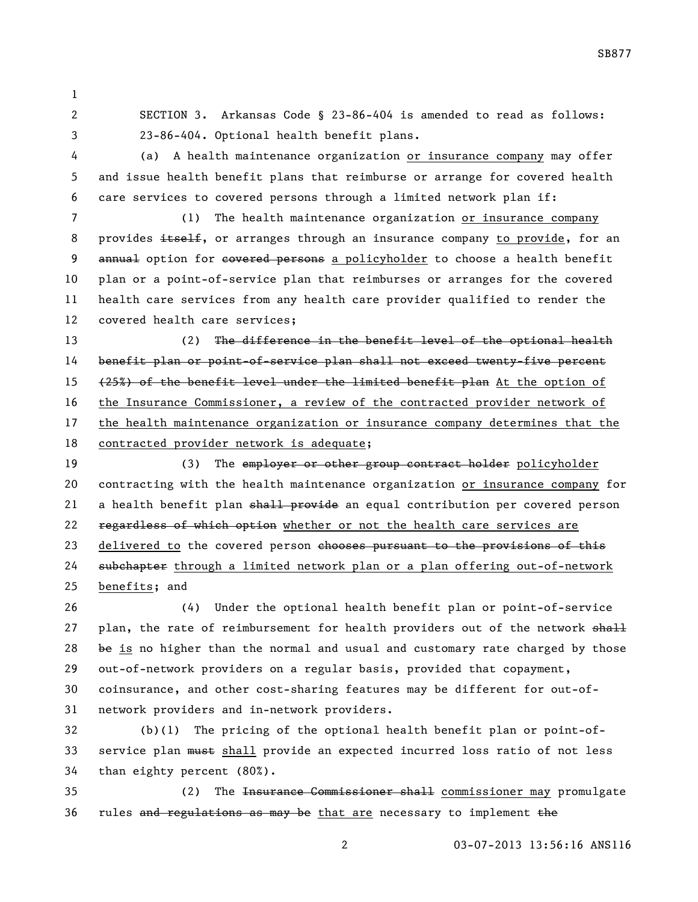SECTION 3. Arkansas Code § 23-86-404 is amended to read as follows:

23-86-404. Optional health benefit plans.

(a) A health maintenance organization <u>or insurance company</u> may offer and issue health benefit plans that reimburse or arrange for covered health care services to covered persons through a limited network plan if:

(1) The health maintenance organization <u>or insurance company</u> provides ~~itself~~, or arranges through an insurance company <u>to provide</u>, for an ~~annual~~ option for ~~covered persons~~ <u>a policyholder</u> to choose a health benefit plan or a point-of-service plan that reimburses or arranges for the covered health care services from any health care provider qualified to render the covered health care services;

(2) ~~The difference in the benefit level of the optional health benefit plan or point-of-service plan shall not exceed twenty-five percent (25%) of the benefit level under the limited benefit plan~~ <u>At the option of the Insurance Commissioner, a review of the contracted provider network of the health maintenance organization or insurance company determines that the contracted provider network is adequate</u>;

(3) The ~~employer or other group contract holder~~ <u>policyholder</u> contracting with the health maintenance organization <u>or insurance company</u> for a health benefit plan ~~shall provide~~ an equal contribution per covered person ~~regardless of which option~~ <u>whether or not the health care services are delivered to</u> the covered person ~~chooses pursuant to the provisions of this subchapter~~ <u>through a limited network plan or a plan offering out-of-network benefits</u>; and

(4) Under the optional health benefit plan or point-of-service plan, the rate of reimbursement for health providers out of the network ~~shall be~~ <u>is</u> no higher than the normal and usual and customary rate charged by those out-of-network providers on a regular basis, provided that copayment, coinsurance, and other cost-sharing features may be different for out-of-network providers and in-network providers.

(b)(1) The pricing of the optional health benefit plan or point-of-service plan ~~must~~ <u>shall</u> provide an expected incurred loss ratio of not less than eighty percent (80%).

(2) The ~~Insurance Commissioner shall~~ <u>commissioner may</u> promulgate rules ~~and regulations as may be~~ <u>that are</u> necessary to implement ~~the~~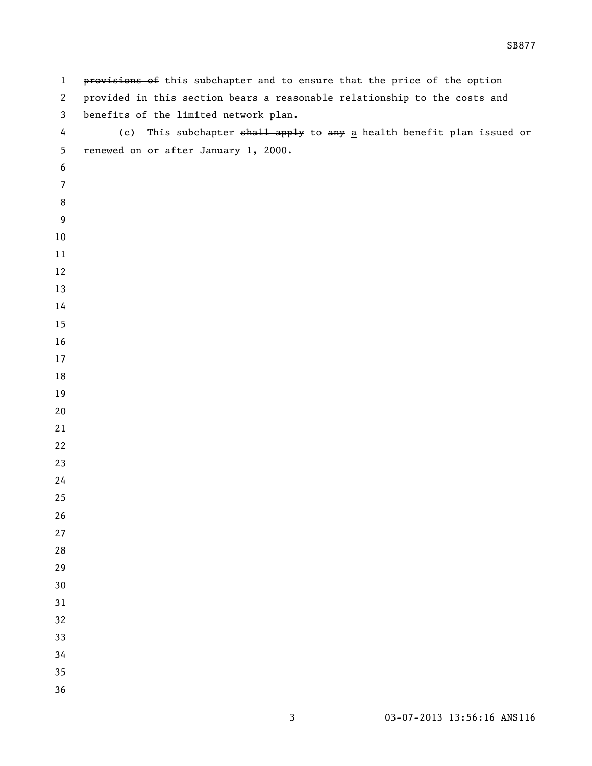~~provisions of~~ this subchapter and to ensure that the price of the option provided in this section bears a reasonable relationship to the costs and benefits of the limited network plan.

(c) This subchapter ~~shall apply~~ to ~~any~~ <u>a</u> health benefit plan issued or renewed on or after January 1, 2000.

03-07-2013 13:56:16 ANS116